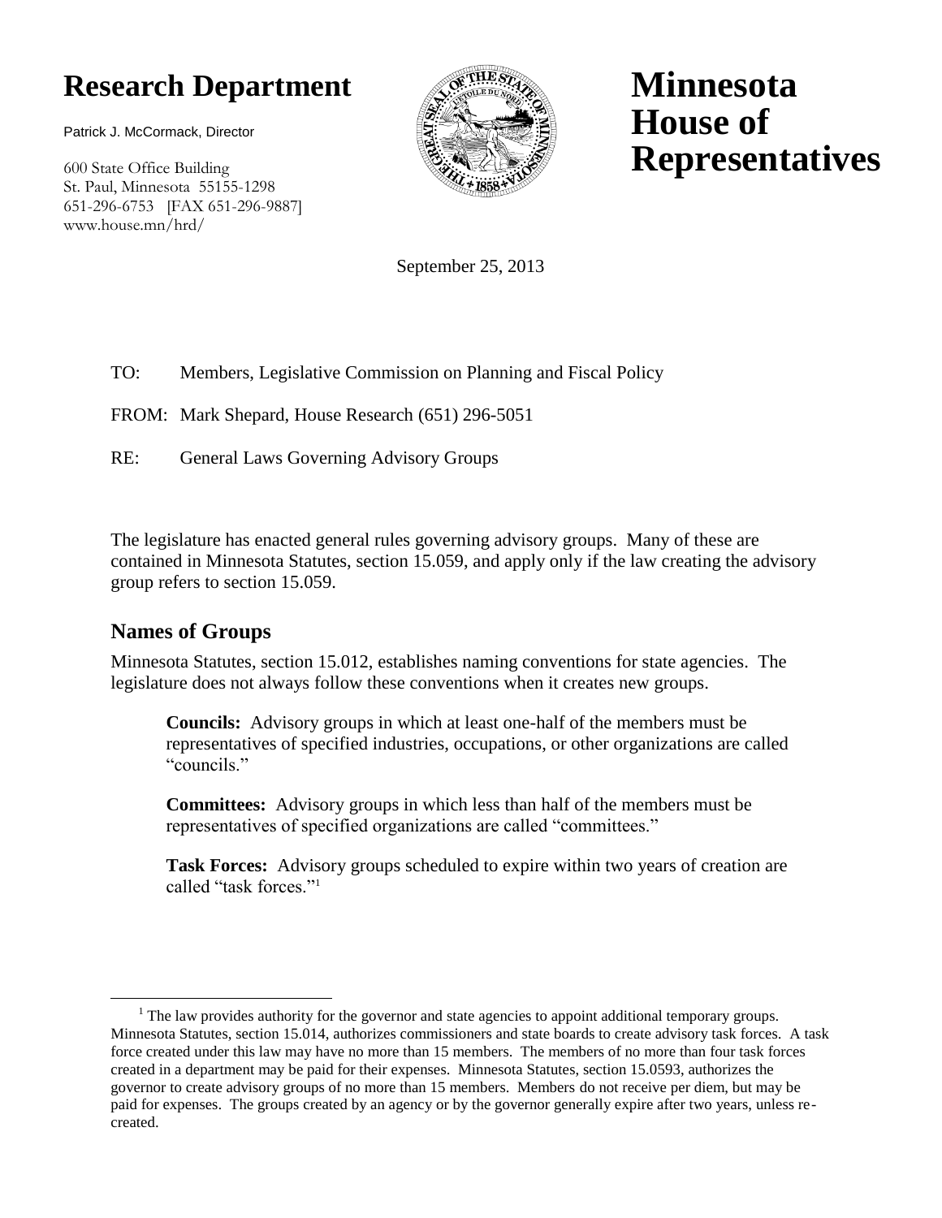# Research Department

Patrick J. McCormack, Director

600 State Office Building
St. Paul, Minnesota 55155-1298
651-296-6753 [FAX 651-296-9887]
www.house.mn/hrd/

# Minnesota House of Representatives

September 25, 2013

TO: Members, Legislative Commission on Planning and Fiscal Policy

FROM: Mark Shepard, House Research (651) 296-5051

RE: General Laws Governing Advisory Groups

The legislature has enacted general rules governing advisory groups. Many of these are contained in Minnesota Statutes, section 15.059, and apply only if the law creating the advisory group refers to section 15.059.

## Names of Groups

Minnesota Statutes, section 15.012, establishes naming conventions for state agencies. The legislature does not always follow these conventions when it creates new groups.

**Councils:** Advisory groups in which at least one-half of the members must be representatives of specified industries, occupations, or other organizations are called "councils."

**Committees:** Advisory groups in which less than half of the members must be representatives of specified organizations are called "committees."

**Task Forces:** Advisory groups scheduled to expire within two years of creation are called "task forces."[1]

---

[1] The law provides authority for the governor and state agencies to appoint additional temporary groups. Minnesota Statutes, section 15.014, authorizes commissioners and state boards to create advisory task forces. A task force created under this law may have no more than 15 members. The members of no more than four task forces created in a department may be paid for their expenses. Minnesota Statutes, section 15.0593, authorizes the governor to create advisory groups of no more than 15 members. Members do not receive per diem, but may be paid for expenses. The groups created by an agency or by the governor generally expire after two years, unless re-created.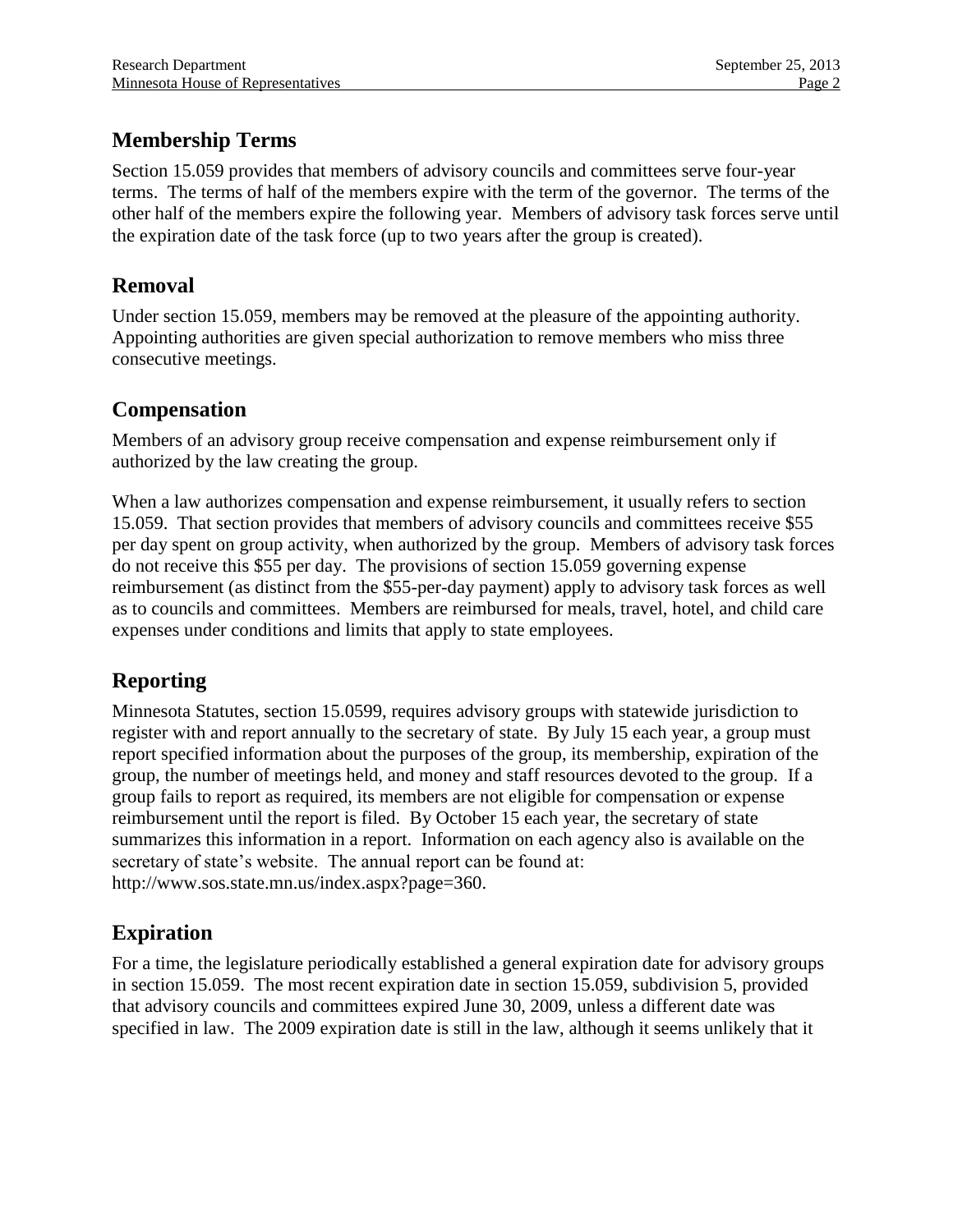## Membership Terms

Section 15.059 provides that members of advisory councils and committees serve four-year terms. The terms of half of the members expire with the term of the governor. The terms of the other half of the members expire the following year. Members of advisory task forces serve until the expiration date of the task force (up to two years after the group is created).

## Removal

Under section 15.059, members may be removed at the pleasure of the appointing authority. Appointing authorities are given special authorization to remove members who miss three consecutive meetings.

## Compensation

Members of an advisory group receive compensation and expense reimbursement only if authorized by the law creating the group.

When a law authorizes compensation and expense reimbursement, it usually refers to section 15.059. That section provides that members of advisory councils and committees receive $55 per day spent on group activity, when authorized by the group. Members of advisory task forces do not receive this $55 per day. The provisions of section 15.059 governing expense reimbursement (as distinct from the $55-per-day payment) apply to advisory task forces as well as to councils and committees. Members are reimbursed for meals, travel, hotel, and child care expenses under conditions and limits that apply to state employees.

## Reporting

Minnesota Statutes, section 15.0599, requires advisory groups with statewide jurisdiction to register with and report annually to the secretary of state. By July 15 each year, a group must report specified information about the purposes of the group, its membership, expiration of the group, the number of meetings held, and money and staff resources devoted to the group. If a group fails to report as required, its members are not eligible for compensation or expense reimbursement until the report is filed. By October 15 each year, the secretary of state summarizes this information in a report. Information on each agency also is available on the secretary of state's website. The annual report can be found at: http://www.sos.state.mn.us/index.aspx?page=360.

## Expiration

For a time, the legislature periodically established a general expiration date for advisory groups in section 15.059. The most recent expiration date in section 15.059, subdivision 5, provided that advisory councils and committees expired June 30, 2009, unless a different date was specified in law. The 2009 expiration date is still in the law, although it seems unlikely that it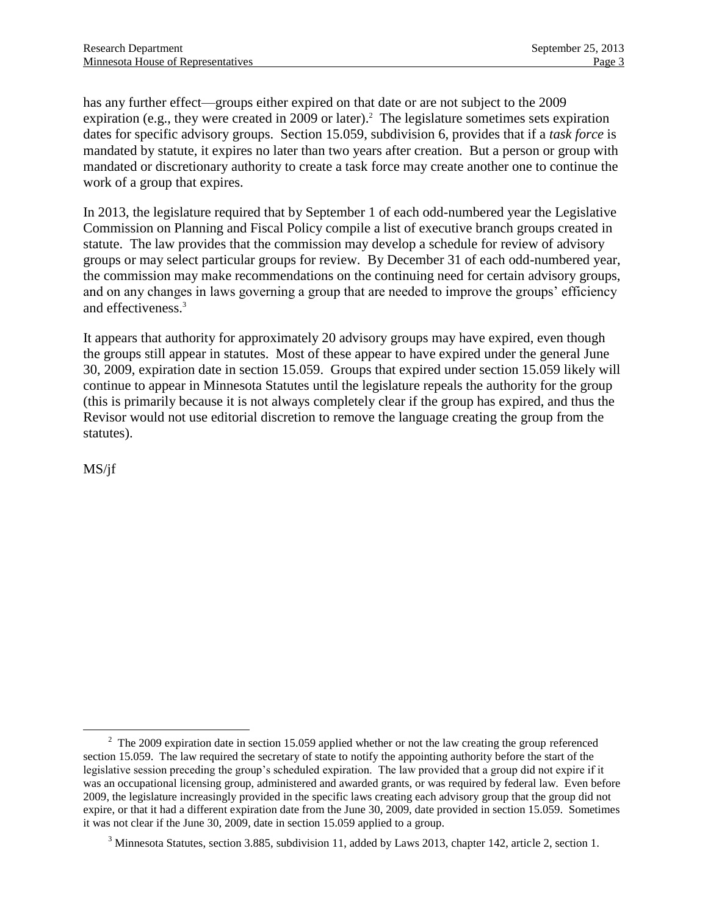has any further effect—groups either expired on that date or are not subject to the 2009 expiration (e.g., they were created in 2009 or later).[2] The legislature sometimes sets expiration dates for specific advisory groups. Section 15.059, subdivision 6, provides that if a *task force* is mandated by statute, it expires no later than two years after creation. But a person or group with mandated or discretionary authority to create a task force may create another one to continue the work of a group that expires.

In 2013, the legislature required that by September 1 of each odd-numbered year the Legislative Commission on Planning and Fiscal Policy compile a list of executive branch groups created in statute. The law provides that the commission may develop a schedule for review of advisory groups or may select particular groups for review. By December 31 of each odd-numbered year, the commission may make recommendations on the continuing need for certain advisory groups, and on any changes in laws governing a group that are needed to improve the groups' efficiency and effectiveness.[3]

It appears that authority for approximately 20 advisory groups may have expired, even though the groups still appear in statutes. Most of these appear to have expired under the general June 30, 2009, expiration date in section 15.059. Groups that expired under section 15.059 likely will continue to appear in Minnesota Statutes until the legislature repeals the authority for the group (this is primarily because it is not always completely clear if the group has expired, and thus the Revisor would not use editorial discretion to remove the language creating the group from the statutes).

MS/jf

---

[2] The 2009 expiration date in section 15.059 applied whether or not the law creating the group referenced section 15.059. The law required the secretary of state to notify the appointing authority before the start of the legislative session preceding the group's scheduled expiration. The law provided that a group did not expire if it was an occupational licensing group, administered and awarded grants, or was required by federal law. Even before 2009, the legislature increasingly provided in the specific laws creating each advisory group that the group did not expire, or that it had a different expiration date from the June 30, 2009, date provided in section 15.059. Sometimes it was not clear if the June 30, 2009, date in section 15.059 applied to a group.

[3] Minnesota Statutes, section 3.885, subdivision 11, added by Laws 2013, chapter 142, article 2, section 1.